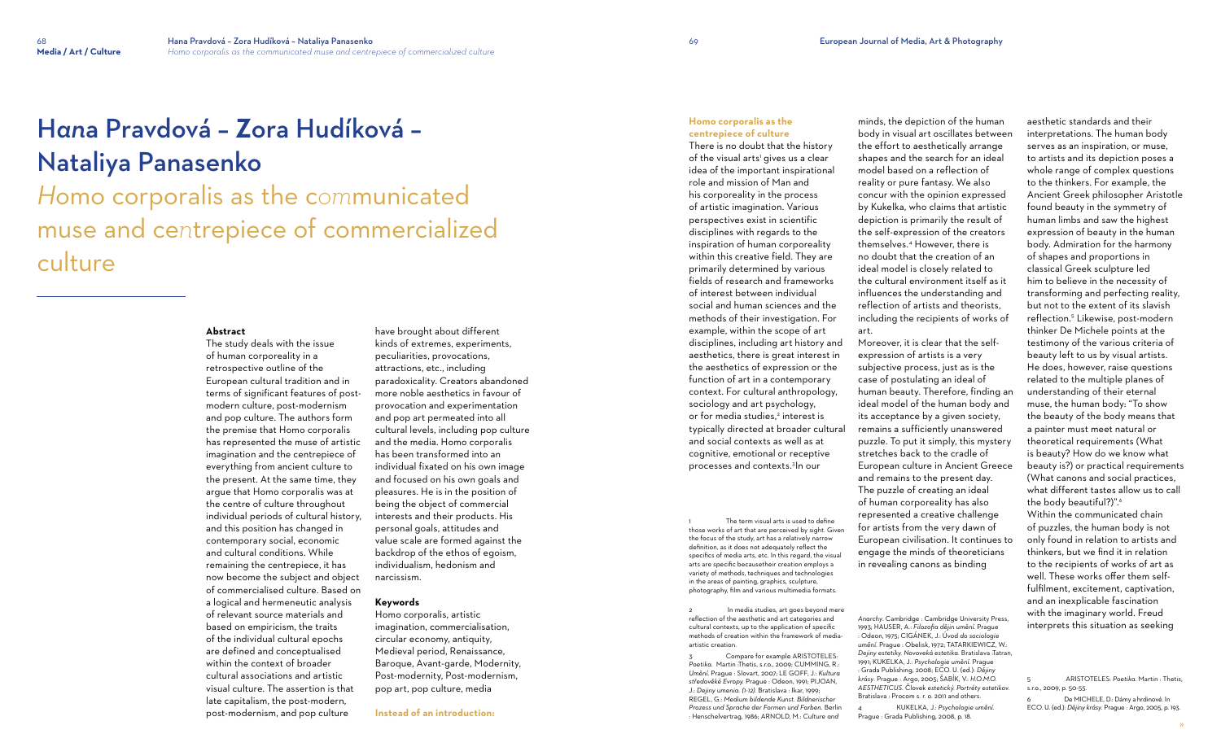# Hana Pravdová – Zora Hudíková – Nataliya Panasenko

## *Homo corporalis as the communicated muse and centrepiece of commercialized culture*

### Abstract

The study deals with the issue of human corporeality in a retrospective outline of the European cultural tradition and in terms of significant features of post-modern culture, post-modernism and pop culture. The authors form the premise that Homo corporalis has represented the muse of artistic imagination and the centrepiece of everything from ancient culture to the present. At the same time, they argue that Homo corporalis was at the centre of culture throughout individual periods of cultural history, and this position has changed in contemporary social, economic and cultural conditions. While remaining the centrepiece, it has now become the subject and object of commercialised culture. Based on a logical and hermeneutic analysis of relevant source materials and based on empiricism, the traits of the individual cultural epochs are defined and conceptualised within the context of broader cultural associations and artistic visual culture. The assertion is that late capitalism, the post-modern, post-modernism, and pop culture have brought about different kinds of extremes, experiments, peculiarities, provocations, attractions, etc., including paradoxicality. Creators abandoned more noble aesthetics in favour of provocation and experimentation and pop art permeated into all cultural levels, including pop culture and the media. Homo corporalis has been transformed into an individual fixated on his own image and focused on his own goals and pleasures. He is in the position of being the object of commercial interests and their products. His personal goals, attitudes and value scale are formed against the backdrop of the ethos of egoism, individualism, hedonism and narcissism.

### Keywords

Homo corporalis, artistic imagination, commercialisation, circular economy, antiquity, Medieval period, Renaissance, Baroque, Avant-garde, Modernity, Post-modernity, Post-modernism, pop art, pop culture, media

### Instead of an introduction:

### Homo corporalis as the centrepiece of culture

There is no doubt that the history of the visual arts[1] gives us a clear idea of the important inspirational role and mission of Man and his corporeality in the process of artistic imagination. Various perspectives exist in scientific disciplines with regards to the inspiration of human corporeality within this creative field. They are primarily determined by various fields of research and frameworks of interest between individual social and human sciences and the methods of their investigation. For example, within the scope of art disciplines, including art history and aesthetics, there is great interest in the aesthetics of expression or the function of art in a contemporary context. For cultural anthropology, sociology and art psychology, or for media studies,[2] interest is typically directed at broader cultural and social contexts as well as at cognitive, emotional or receptive processes and contexts.[3] In our minds, the depiction of the human body in visual art oscillates between the effort to aesthetically arrange shapes and the search for an ideal model based on a reflection of reality or pure fantasy. We also concur with the opinion expressed by Kukelka, who claims that artistic depiction is primarily the result of the self-expression of the creators themselves.[4] However, there is no doubt that the creation of an ideal model is closely related to the cultural environment itself as it influences the understanding and reflection of artists and theorists, including the recipients of works of art.

Moreover, it is clear that the self-expression of artists is a very subjective process, just as is the case of postulating an ideal of human beauty. Therefore, finding an ideal model of the human body and its acceptance by a given society, remains a sufficiently unanswered puzzle. To put it simply, this mystery stretches back to the cradle of European culture in Ancient Greece and remains to the present day. The puzzle of creating an ideal of human corporeality has also represented a creative challenge for artists from the very dawn of European civilisation. It continues to engage the minds of theoreticians in revealing canons as binding aesthetic standards and their interpretations. The human body serves as an inspiration, or muse, to artists and its depiction poses a whole range of complex questions to the thinkers. For example, the Ancient Greek philosopher Aristotle found beauty in the symmetry of human limbs and saw the highest expression of beauty in the human body. Admiration for the harmony of shapes and proportions in classical Greek sculpture led him to believe in the necessity of transforming and perfecting reality, but not to the extent of its slavish reflection.[5] Likewise, post-modern thinker De Michele points at the testimony of the various criteria of beauty left to us by visual artists. He does, however, raise questions related to the multiple planes of understanding of their eternal muse, the human body: "To show the beauty of the body means that a painter must meet natural or theoretical requirements (What is beauty? How do we know what beauty is?) or practical requirements (What canons and social practices, what different tastes allow us to call the body beautiful?)".[6]

Within the communicated chain of puzzles, the human body is not only found in relation to artists and thinkers, but we find it in relation to the recipients of works of art as well. These works offer them self-fulfilment, excitement, captivation, and an inexplicable fascination with the imaginary world. Freud interprets this situation as seeking

---

1 The term visual arts is used to define those works of art that are perceived by sight. Given the focus of the study, art has a relatively narrow definition, as it does not adequately reflect the specifics of media arts, etc. In this regard, the visual arts are specific becausetheir creation employs a variety of methods, techniques and technologies in the areas of painting, graphics, sculpture, photography, film and various multimedia formats.

2 In media studies, art goes beyond mere reflection of the aesthetic and art categories and cultural contexts, up to the application of specific methods of creation within the framework of media-artistic creation.

3 Compare for example ARISTOTELES: *Poetika.* Martin :Thetis, s.r.o., 2009; CUMMING, R.: *Umění.* Prague : Slovart, 2007; LE GOFF, J.: *Kultura středověké Evropy.* Prague : Odeon, 1991; PIJOAN, J.: *Dejiny umenia. (1-12).* Bratislava : Ikar, 1999; REGEL, G.: *Medium bildende Kunst. Bildnerischer Prozess und Sprache der Formen und Farben.* Berlin : Henschelvertrag, 1986; ARNOLD, M.: *Culture and Anarchy.* Cambridge : Cambridge University Press, 1993; HAUSER, A.: *Filozofia dějin umění.* Prague : Odeon, 1975; CIGÁNEK, J.: *Úvod do sociologie umění.* Prague : Obelisk, 1972; TATARKIEWICZ, W.: *Dejiny estetiky. Novoveká estetika.* Bratislava :Tatran, 1991; KUKELKA, J.: *Psychologie umění.* Prague : Grada Publishing, 2008; ECO, U. (ed.): *Dějiny krásy.* Prague : Argo, 2005; ŠABÍK, V.: *H.O.M.O. AESTHETICUS.* Človek estetický. *Portréty estetikov.* Bratislava : Procom s. r. o. 2011 and others.

4 KUKELKA, J.: *Psychologie umění.* Prague : Grada Publishing, 2008, p. 18.

5 ARISTOTELES: *Poetika.* Martin : Thetis, s.r.o., 2009, p. 50-55.

6 De MICHELE, D.: Dámy a hrdinové. In ECO. U. (ed.): *Dějiny krásy.* Prague : Argo, 2005, p. 193.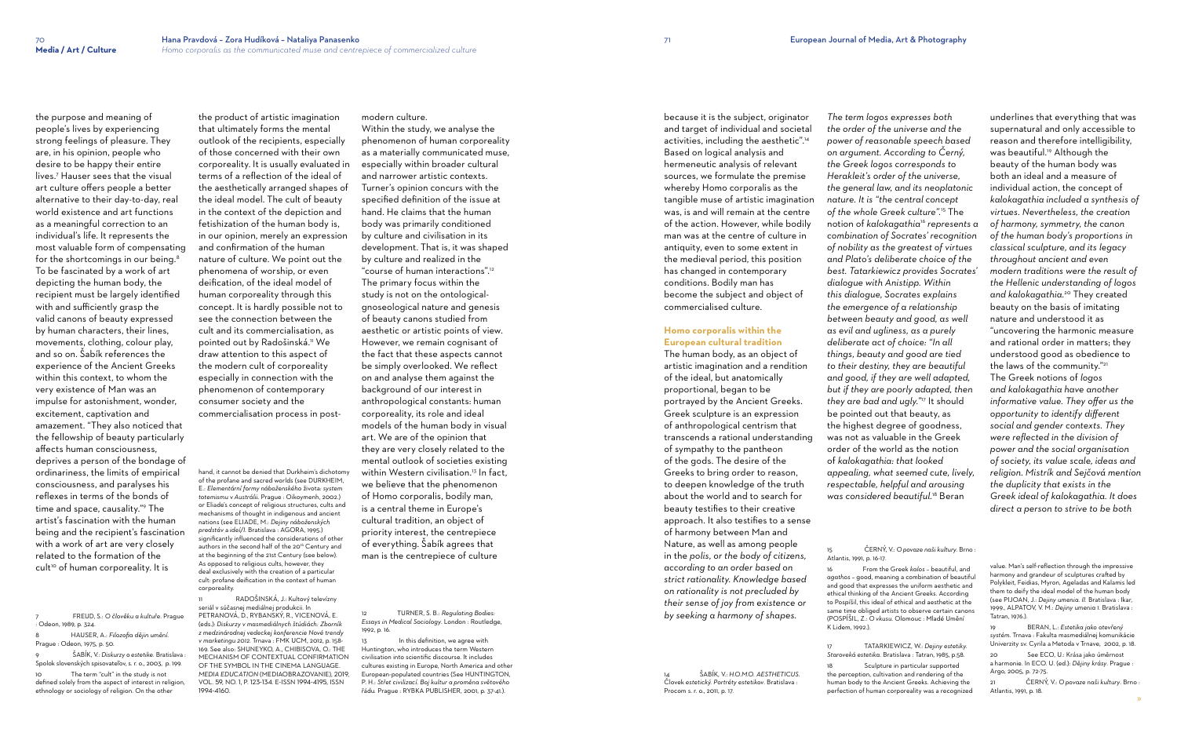the purpose and meaning of people's lives by experiencing strong feelings of pleasure. They are, in his opinion, people who desire to be happy their entire lives.[7] Hauser sees that the visual art culture offers people a better alternative to their day-to-day, real world existence and art functions as a meaningful correction to an individual's life. It represents the most valuable form of compensating for the shortcomings in our being.[8] To be fascinated by a work of art depicting the human body, the recipient must be largely identified with and sufficiently grasp the valid canons of beauty expressed by human characters, their lines, movements, clothing, colour play, and so on. Šabík references the experience of the Ancient Greeks within this context, to whom the very existence of Man was an impulse for astonishment, wonder, excitement, captivation and amazement. "They also noticed that the fellowship of beauty particularly affects human consciousness, deprives a person of the bondage of ordinariness, the limits of empirical consciousness, and paralyses his reflexes in terms of the bonds of time and space, causality."[9] The artist's fascination with the human being and the recipient's fascination with a work of art are very closely related to the formation of the cult[10] of human corporeality. It is the product of artistic imagination that ultimately forms the mental outlook of the recipients, especially of those concerned with their own corporeality. It is usually evaluated in terms of a reflection of the ideal of the aesthetically arranged shapes of the ideal model. The cult of beauty in the context of the depiction and fetishization of the human body is, in our opinion, merely an expression and confirmation of the human nature of culture. We point out the phenomena of worship, or even deification, of the ideal model of human corporeality through this concept. It is hardly possible not to see the connection between the cult and its commercialisation, as pointed out by Radošinská.[11] We draw attention to this aspect of the modern cult of corporeality especially in connection with the phenomenon of contemporary consumer society and the commercialisation process in post-modern culture.

Within the study, we analyse the phenomenon of human corporeality as a materially communicated muse, especially within broader cultural and narrower artistic contexts. Turner's opinion concurs with the specified definition of the issue at hand. He claims that the human body was primarily conditioned by culture and civilisation in its development. That is, it was shaped by culture and realized in the "course of human interactions".[12] The primary focus within the study is not on the ontological-gnoseological nature and genesis of beauty canons studied from aesthetic or artistic points of view. However, we remain cognisant of the fact that these aspects cannot be simply overlooked. We reflect on and analyse them against the background of our interest in anthropological constants: human corporeality, its role and ideal models of the human body in visual art. We are of the opinion that they are very closely related to the mental outlook of societies existing within Western civilisation.[13] In fact, we believe that the phenomenon of Homo corporalis, bodily man, is a central theme in Europe's cultural tradition, an object of priority interest, the centrepiece of everything. Šabík agrees that man is the centrepiece of culture because it is the subject, originator and target of individual and societal activities, including the aesthetic".[14] Based on logical analysis and hermeneutic analysis of relevant sources, we formulate the premise whereby Homo corporalis as the tangible muse of artistic imagination was, is and will remain at the centre of the action. However, while bodily man was at the centre of culture in antiquity, even to some extent in the medieval period, this position has changed in contemporary conditions. Bodily man has become the subject and object of commercialised culture.

## Homo corporalis within the European cultural tradition

The human body, as an object of artistic imagination and a rendition of the ideal, but anatomically proportional, began to be portrayed by the Ancient Greeks. Greek sculpture is an expression of anthropological centrism that transcends a rational understanding of sympathy to the pantheon of the gods. The desire of the Greeks to bring order to reason, to deepen knowledge of the truth about the world and to search for beauty testifies to their creative approach. It also testifies to a sense of harmony between Man and Nature, as well as among people in the *polis*, *or the body of citizens, according to an order based on strict rationality. Knowledge based on rationality is not precluded by their sense of joy from existence or by seeking a harmony of shapes.*

*The term logos expresses both the order of the universe and the power of reasonable speech based on argument. According to Černý, the Greek logos corresponds to Herakleit's order of the universe, the general law, and its neoplatonic nature. It is "the central concept of the whole Greek culture".*[15] The notion of *kalokagathia*[16] *represents a combination of Socrates' recognition of nobility as the greatest of virtues and Plato's deliberate choice of the best. Tatarkiewicz provides Socrates' dialogue with Anistipp. Within this dialogue, Socrates explains the emergence of a relationship between beauty and good, as well as evil and ugliness, as a purely deliberate act of choice: "In all things, beauty and good are tied to their destiny, they are beautiful and good, if they are well adapted, but if they are poorly adapted, then they are bad and ugly."*[17] It should be pointed out that beauty, as the highest degree of goodness, was not as valuable in the Greek order of the world as the notion of *kalokagathia: that looked appealing, what seemed cute, lively, respectable, helpful and arousing was considered beautiful.*[18] Beran underlines that everything that was supernatural and only accessible to reason and therefore intelligibility, was beautiful.[19] Although the beauty of the human body was both an ideal and a measure of individual action, the concept of *kalokagathia included a synthesis of virtues. Nevertheless, the creation of harmony, symmetry, the canon of the human body's proportions in classical sculpture, and its legacy throughout ancient and even modern traditions were the result of the Hellenic understanding of logos and kalokagathia.*[20] They created beauty on the basis of imitating nature and understood it as "uncovering the harmonic measure and rational order in matters; they understood good as obedience to the laws of the community."[21] The Greek notions of *logos and kalokagathia have another informative value. They offer us the opportunity to identify different social and gender contexts. They were reflected in the division of power and the social organisation of society, its value scale, ideas and religion. Mistrík and Sejčová mention the duplicity that exists in the Greek ideal of kalokagathia. It does direct a person to strive to be both*

---

7 FREUD, S.: *O člověku a kultuře*. Prague : Odeon, 1989, p. 324.

8 HAUSER, A.: *Filozofia dějin umění*. Prague : Odeon, 1975, p. 50.

9 ŠABÍK, V.: *Diskurzy o estetike*. Bratislava : Spolok slovenských spisovateľov, s. r. o., 2003, p. 199.

10 The term "cult" in the study is not defined solely from the aspect of interest in religion, ethnology or sociology of religion. On the other hand, it cannot be denied that Durkheim's dichotomy of the profane and sacred worlds (see DURKHEIM, E.: *Elementární formy náboženského života: system totemismu v Austrálii*. Prague : Oikoymenh, 2002.) or Eliade's concept of religious structures, cults and mechanisms of thought in indigenous and ancient nations (see ELIADE, M.: *Dejiny náboženských predstáv a ideí/I*. Bratislava : AGORA, 1995.) significantly influenced the considerations of other authors in the second half of the 20th Century and at the beginning of the 21st Century (see below). As opposed to religious cults, however, they deal exclusively with the creation of a particular cult: profane deification in the context of human corporeality.

11 RADOŠINSKÁ, J.: Kultový televízny seriál v súčasnej mediálnej produkcii. In PETRANOVÁ, D., RYBANSKÝ, R., VICENOVÁ, E. (eds.): *Diskurzy v masmediálnych štúdiách: Zborník z medzinárodnej vedeckej konferencie Nové trendy v marketingu 2012*. Trnava : FMK UCM, 2012, p. 158-169. See also: SHUNEYKO, A., CHIBISOVA, O.: THE MECHANISM OF CONTEXTUAL CONFIRMATION OF THE SYMBOL IN THE CINEMA LANGUAGE. *MEDIA EDUCATION* (MEDIAOBRAZOVANIE), 2019, VOL. 59, NO. 1, P. 123-134. E-ISSN 1994-4195, ISSN 1994-4160.

12 TURNER, S. B.: *Regulating Bodies: Essays in Medical Sociology*. London : Routledge, 1992, p. 16.

13 In this definition, we agree with Huntington, who introduces the term Western civilisation into scientific discourse. It includes cultures existing in Europe, North America and other European-populated countries (See HUNTINGTON, P. H.: *Střet civilizací. Boj kultur a proměna světového řádu*. Prague : RYBKA PUBLISHER, 2001, p. 37-41.).

14 ŠABÍK, V.: *H.O.M.O. AESTHETICUS. Človek estetický. Portréty estetikov*. Bratislava : Procom s. r. o., 2011, p. 17.

15 ČERNÝ, V.: *O povaze naši kultury*. Brno : Atlantis, 1991, p. 16-17.

16 From the Greek *kalos* – beautiful, and *agathos* – good, meaning a combination of beautiful and good that expresses the uniform aesthetic and ethical thinking of the Ancient Greeks. According to Pospíšil, this ideal of ethical and aesthetic at the same time obliged artists to observe certain canons (POSPÍŠIL, Z.: *O vkusu*. Olomouc : Mladé Umění K Lidem, 1992.).

17 TATARKIEWICZ, W.: *Dejiny estetiky. Staroveká estetika*. Bratislava : Tatran, 1985, p.58.

18 Sculpture in particular supported the perception, cultivation and rendering of the human body to the Ancient Greeks. Achieving the perfection of human corporeality was a recognized value. Man's self-reflection through the impressive harmony and grandeur of sculptures crafted by Polykleit, Feidias, Myron, Ageladas and Kalamis led them to deify the ideal model of the human body (see PIJOAN, J.: *Dejiny umenia. II*. Bratislava : Ikar, 1999., ALPATOV, V. M.: *Dejiny umenia 1*. Bratislava : Tatran, 1976.).

19 BERAN, L.: *Estetika jako otevřený systém*. Trnava : Fakulta masmediálnej komunikácie Univerzity sv. Cyrila a Metoda v Trnave, 2002, p. 18.

20 See ECO, U.: Krása jako úměrnost a harmonie. In ECO. U. (ed.): *Dějiny krásy*. Prague : Argo, 2005, p. 72-75.

21 ČERNÝ, V.: *O povaze naši kultury*. Brno : Atlantis, 1991, p. 18.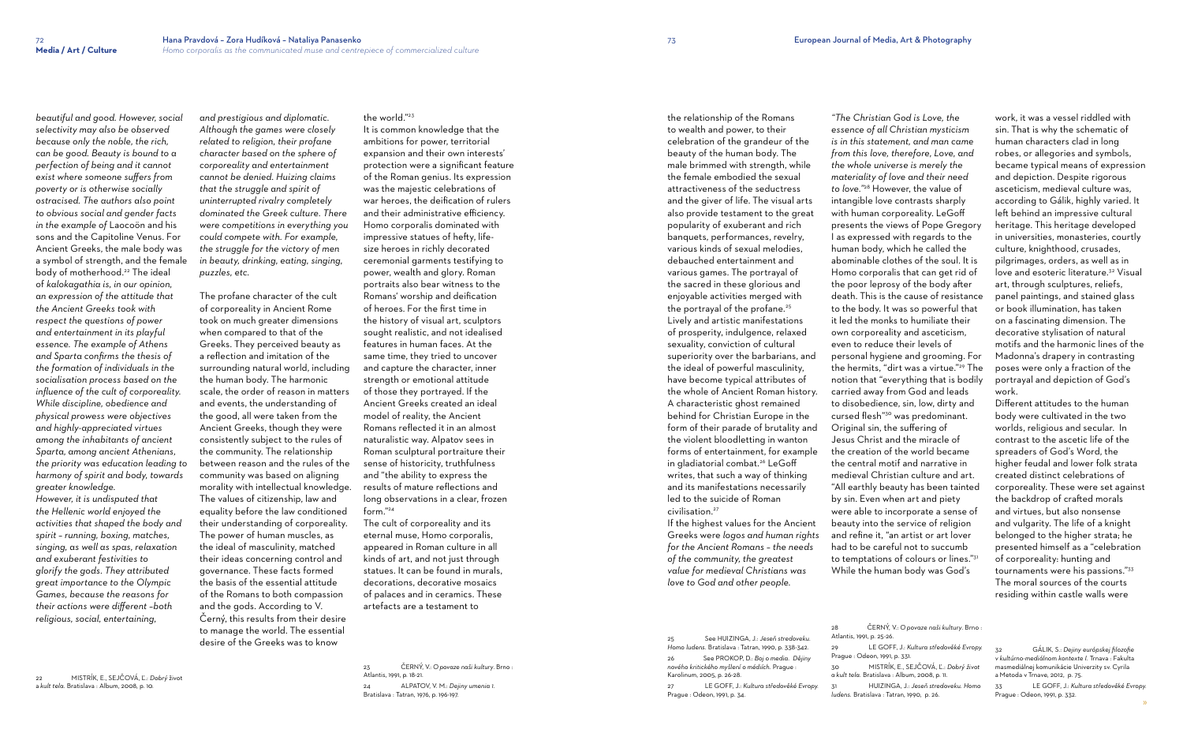*beautiful and good. However, social selectivity may also be observed because only the noble, the rich, can be good. Beauty is bound to a perfection of being and it cannot exist where someone suffers from poverty or is otherwise socially ostracised. The authors also point to obvious social and gender facts in the example of* Laocoön and his sons and the Capitoline Venus. For Ancient Greeks, the male body was a symbol of strength, and the female body of motherhood.[22] The ideal of *kalokagathia is, in our opinion, an expression of the attitude that the Ancient Greeks took with respect the questions of power and entertainment in its playful essence. The example of Athens and Sparta confirms the thesis of the formation of individuals in the socialisation process based on the influence of the cult of corporeality. While discipline, obedience and physical prowess were objectives and highly-appreciated virtues among the inhabitants of ancient Sparta, among ancient Athenians, the priority was education leading to harmony of spirit and body, towards greater knowledge.*

*However, it is undisputed that the Hellenic world enjoyed the activities that shaped the body and spirit – running, boxing, matches, singing, as well as spas, relaxation and exuberant festivities to glorify the gods. They attributed great importance to the Olympic Games, because the reasons for their actions were different –both religious, social, entertaining, and prestigious and diplomatic. Although the games were closely related to religion, their profane character based on the sphere of corporeality and entertainment cannot be denied. Huizinga claims that the struggle and spirit of uninterrupted rivalry completely dominated the Greek culture. There were competitions in everything you could compete with. For example, the struggle for the victory of men in beauty, drinking, eating, singing, puzzles, etc.*

The profane character of the cult of corporeality in Ancient Rome took on much greater dimensions when compared to that of the Greeks. They perceived beauty as a reflection and imitation of the surrounding natural world, including the human body. The harmonic scale, the order of reason in matters and events, the understanding of the good, all were taken from the Ancient Greeks, though they were consistently subject to the rules of the community. The relationship between reason and the rules of the community was based on aligning morality with intellectual knowledge. The values of citizenship, law and equality before the law conditioned their understanding of corporeality. The power of human muscles, as the ideal of masculinity, matched their ideas concerning control and governance. These facts formed the basis of the essential attitude of the Romans to both compassion and the gods. According to V. Černý, this results from their desire to manage the world. The essential desire of the Greeks was to know the world."[23]

It is common knowledge that the ambitions for power, territorial expansion and their own interests' protection were a significant feature of the Roman genius. Its expression was the majestic celebrations of war heroes, the deification of rulers and their administrative efficiency. Homo corporalis dominated with impressive statues of hefty, life-size heroes in richly decorated ceremonial garments testifying to power, wealth and glory. Roman portraits also bear witness to the Romans' worship and deification of heroes. For the first time in the history of visual art, sculptors sought realistic, and not idealised features in human faces. At the same time, they tried to uncover and capture the character, inner strength or emotional attitude of those they portrayed. If the Ancient Greeks created an ideal model of reality, the Ancient Romans reflected it in an almost naturalistic way. Alpatov sees in Roman sculptural portraiture their sense of historicity, truthfulness and "the ability to express the results of mature reflections and long observations in a clear, frozen form."[24]

The cult of corporeality and its eternal muse, Homo corporalis, appeared in Roman culture in all kinds of art, and not just through statues. It can be found in murals, decorations, decorative mosaics of palaces and in ceramics. These artefacts are a testament to the relationship of the Romans to wealth and power, to their celebration of the grandeur of the beauty of the human body. The male brimmed with strength, while the female embodied the sexual attractiveness of the seductress and the giver of life. The visual arts also provide testament to the great popularity of exuberant and rich banquets, performances, revelry, various kinds of sexual melodies, debauched entertainment and various games. The portrayal of the sacred in these glorious and enjoyable activities merged with the portrayal of the profane.[25]

Lively and artistic manifestations of prosperity, indulgence, relaxed sexuality, conviction of cultural superiority over the barbarians, and the ideal of powerful masculinity, have become typical attributes of the whole of Ancient Roman history. A characteristic ghost remained behind for Christian Europe in the form of their parade of brutality and the violent bloodletting in wanton forms of entertainment, for example in gladiatorial combat.[26] LeGoff writes, that such a way of thinking and its manifestations necessarily led to the suicide of Roman civilisation.[27]

If the highest values for the Ancient Greeks were *logos and human rights for the Ancient Romans – the needs of the community, the greatest value for medieval Christians was love to God and other people.*

*"The Christian God is Love, the essence of all Christian mysticism is in this statement, and man came from this love, therefore, Love, and the whole universe is merely the materiality of love and their need to love."*[28] However, the value of intangible love contrasts sharply with human corporeality. LeGoff presents the views of Pope Gregory I as expressed with regards to the human body, which he called the abominable clothes of the soul. It is Homo corporalis that can get rid of the poor leprosy of the body after death. This is the cause of resistance to the body. It was so powerful that it led the monks to humiliate their own corporeality and asceticism, even to reduce their levels of personal hygiene and grooming. For the hermits, "dirt was a virtue."[29] The notion that "everything that is bodily carried away from God and leads to disobedience, sin, low, dirty and cursed flesh"[30] was predominant. Original sin, the suffering of Jesus Christ and the miracle of the creation of the world became the central motif and narrative in medieval Christian culture and art. "All earthly beauty has been tainted by sin. Even when art and piety were able to incorporate a sense of beauty into the service of religion and refine it, "an artist or art lover had to be careful not to succumb to temptations of colours or lines."[31] While the human body was God's work, it was a vessel riddled with sin. That is why the schematic of human characters clad in long robes, or allegories and symbols, became typical means of expression and depiction. Despite rigorous asceticism, medieval culture was, according to Gálik, highly varied. It left behind an impressive cultural heritage. This heritage developed in universities, monasteries, courtly culture, knighthood, crusades, pilgrimages, orders, as well as in love and esoteric literature.[32] Visual art, through sculptures, reliefs, panel paintings, and stained glass or book illumination, has taken on a fascinating dimension. The decorative stylisation of natural motifs and the harmonic lines of the Madonna's drapery in contrasting poses were only a fraction of the portrayal and depiction of God's work.

Different attitudes to the human body were cultivated in the two worlds, religious and secular. In contrast to the ascetic life of the spreaders of God's Word, the higher feudal and lower folk strata created distinct celebrations of corporeality. These were set against the backdrop of crafted morals and virtues, but also nonsense and vulgarity. The life of a knight belonged to the higher strata; he presented himself as a "celebration of corporeality: hunting and tournaments were his passions."[33] The moral sources of the courts residing within castle walls were

---

22 MISTRÍK, E., SEJČOVÁ, Ľ.: *Dobrý život a kult tela.* Bratislava : Album, 2008, p. 10.

23 ČERNÝ, V.: *O povaze naší kultury.* Brno : Atlantis, 1991, p. 18-21.

24 ALPATOV, V. M.: *Dejiny umenia I.* Bratislava : Tatran, 1976, p. 196-197.

25 See HUIZINGA, J.: *Jeseň stredoveku. Homo ludens.* Bratislava : Tatran, 1990, p. 338-342.

26 See PROKOP, D.: *Boj o media. Dějiny nového kritického myšlení o médiích.* Prague : Karolinum, 2005, p. 26-28.

27 LE GOFF, J.: *Kultura středověké Evropy.* Prague : Odeon, 1991, p. 34.

28 ČERNÝ, V.: *O povaze naší kultury.* Brno : Atlantis, 1991, p. 25-26.

29 LE GOFF, J.: *Kultura středověké Evropy.* Prague : Odeon, 1991, p. 331.

30 MISTRÍK, E., SEJČOVÁ, Ľ.: *Dobrý život a kult tela.* Bratislava : Album, 2008, p. 11.

31 HUIZINGA, J.: *Jeseň stredoveku. Homo ludens.* Bratislava : Tatran, 1990, p. 26.

32 GÁLIK, S.: *Dejiny európskej filozofie v kultúrno-mediálnom kontexte I.* Trnava : Fakulta masmediálnej komunikácie Univerzity sv. Cyrila a Metoda v Trnave, 2012, p. 75.

33 LE GOFF, J.: *Kultura středověké Evropy.* Prague : Odeon, 1991, p. 332.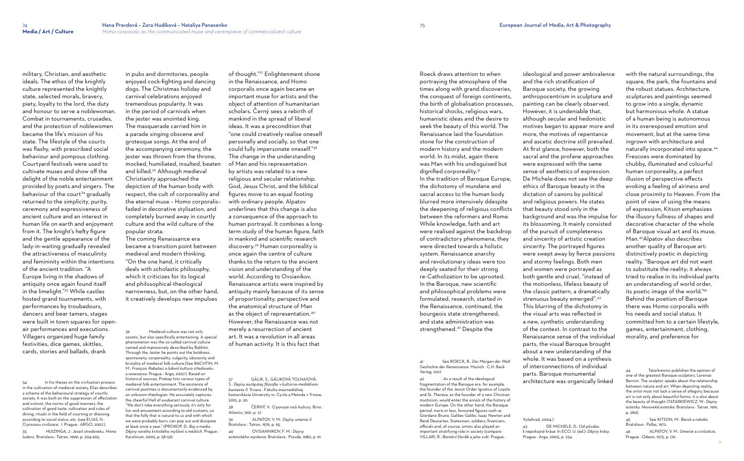military, Christian, and aesthetic ideals. The ethos of the knightly culture represented the knightly state, selected morals, bravery, piety, loyalty to the lord, the duty and honour to serve a noblewoman. Combat in tournaments, crusades, and the protection of noblewomen became the life's mission of his state. The lifestyle of the courts was flashy, with prescribed social behaviour and pompous clothing. Courtyard festivals were used to cultivate muses and show off the delight of the noble entertainment provided by poets and singers. The behaviour of the court[34] gradually returned to the simplicity, purity, ceremony and expressiveness of ancient culture and an interest in human life on earth and enjoyment from it. The knight's hefty figure and the gentle appearance of the lady-in-waiting gradually revealed the attractiveness of masculinity and femininity within the intentions of the ancient tradition. "A Europe living in the shadows of antiquity once again found itself in the limelight."[35] While castles hosted grand tournaments, with performances by troubadours, dancers and bear tamers, stages were built in town squares for open-air performances and executions. Villagers organized huge family festivities, dice games, skittles, cards, stories and ballads, drank in pubs and dormitories, people enjoyed cock-fighting and dancing dogs. The Christmas holiday and carnival celebrations enjoyed tremendous popularity. It was in the period of carnivals when the jester was anointed king. The masquerade carried him in a parade singing obscene and grotesque songs. At the end of the accompanying ceremony, the jester was thrown from the throne, mocked, humiliated, insulted, beaten and killed.[36] Although medieval Christianity approached the depiction of the human body with respect, the cult of corporeality and the eternal muse – Homo corporalis– faded in decorative stylisation, and completely burned away in courtly culture and the wild culture of the popular strata.

The coming Renaissance era became a transition point between medieval and modern thinking. "On the one hand, it critically deals with scholastic philosophy, which it criticizes for its logical and philosophical-theological narrowness, but, on the other hand, it creatively develops new impulses of thought."[37] Enlightenment shone in the Renaissance, and Homo corporalis once again became an important muse for artists and the object of attention of humanitarian scholars. Černý sees a rebirth of mankind in the spread of liberal ideas. It was a precondition that "one could creatively realise oneself personally and socially, so that one could fully impersonate oneself."[38] The change in the understanding of Man and his representation by artists was related to a new religious and secular relationship. God, Jesus Christ, and the biblical figures move to an equal footing with ordinary people. Alpatov underlines that this change is also a consequence of the approach to human portrayal. It combines a long-term study of the human figure, faith in mankind and scientific research discovery.[39] Human corporeality is once again the centre of culture thanks to the return to the ancient vision and understanding of the world. According to Ovsianikov, Renaissance artists were inspired by antiquity mainly because of its sense of proportionality, perspective and the anatomical structure of Man as the object of representation.[40] However, the Renaissance was not merely a resurrection of ancient art. It was a revolution in all areas of human activity. It is this fact that Roeck draws attention to when portraying the atmosphere of the times along with grand discoveries, the conquest of foreign continents, the birth of globalisation processes, historical shocks, religious wars, humanistic ideas and the desire to seek the beauty of this world. The Renaissance laid the foundation stone for the construction of modern history and the modern world. In its midst, again there was Man with his undisguised but dignified corporeality.[41]

In the tradition of Baroque Europe, the dichotomy of mundane and sacral access to the human body blurred more intensively ddespite the deepening of religious conflicts between the reformers and Rome. While knowledge, faith and art were realised against the backdrop of contradictory phenomena, they were directed towards a holistic system. Renaissance anarchy and revolutionary ideas were too deeply seated for their strong re-Catholization to be uprooted. In the Baroque, new scientific and philosophical problems were formulated, research, started in the Renaissance, continued, the bourgeois state strengthened, and state administration was strengthened.[42] Despite the ideological and power ambivalence and the rich stratification of Baroque society, the growing anthropocentrism in sculpture and painting can be clearly observed. However, it is undeniable that, although secular and hedonistic motives began to appear more and more, the motives of repentance and ascetic doctrine still prevailed. At first glance, however, both the sacral and the profane approaches were expressed with the same sense of aesthetics of expression. De Michele does not see the deep ethics of Baroque beauty in the dictation of canons by political and religious powers. He states that beauty stood only in the background and was the impulse for its blossoming. It mainly consisted of the pursuit of completeness and sincerity of artistic creation sincerity. The portrayed figures were swept away by fierce passions and stormy feelings. Both men and women were portrayed as both gentle and cruel, "instead of the motionless, lifeless beauty of the classic pattern, a dramatically strenuous beauty emerged".[43] This blurring of the dichotomy in the visual arts was reflected in a new, synthetic understanding of the context. In contrast to the Renaissance sense of the individual parts, the visual Baroque brought about a new understanding of the whole. It was based on a synthesis of interconnections of individual parts. Baroque monumental architecture was organically linked with the natural surroundings, the square, the park, the fountains and the robust statues. Architecture, sculptures and paintings seemed to grow into a single, dynamic but harmonious whole. A statue of a human being is autonomous in its overexposed emotion and movement, but at the same time ingrown with architecture and naturally incorporated into space.[44] Frescoes were dominated by chubby, illuminated and colourful human corporeality, a perfect illusion of perspective effects evoking a feeling of airiness and close proximity to Heaven. From the point of view of using the means of expression, Kitson emphasizes the illusory fullness of shapes and decorative character of the whole of Baroque visual art and its muse, Man.[45] Alpatov also describes another quality of Baroque art: distinctively poetic in depicting reality. "Baroque art did not want to substitute the reality; it always tried to realise in its individual parts an understanding of world order, its poetic image of the world."[46] Behind the poetism of Baroque there was Homo corporalis with his needs and social status. It committed him to a certain lifestyle, games, entertainment, clothing, morality, and preference for

---

34 In his theses on the civilisation process in the cultivation of medieval society, Elias describes a scheme of the behavioural strategy of courtly society. It was built on the suppression of affectation and instinct, the norms of good manners, the cultivation of good taste, cultivation and rules of dining, rituals in the field of courting or dressing according to social status, etc. (see ELIAS, N.: *O procesu civilizace. I.* Prague : ARGO, 2007.).

35 HUIZINGA, J.: *Jeseň stredoveku. Homo ludens.* Bratislava : Tatran, 1990, p. 204-205.

36 Medieval culture was not only ascetic, but also specifically entertaining. A special phenomenon was the so-called carnival culture named and impressively described by Bakhtin. Through the Jester he points out the boldness, spontaneity, corporeality, vulgarity, obscenity and brutality of medieval folk culture.(See BACHTIN, M. M.: *François Rabelais a lidová kultura středoveku a renesance.* Prague : Argo, 2007.). Based on historical sources, Prokop lists various types of medieval folk entertainment. The existence of carnival pastimes is documentarily evidenced by an unknown theologian. He accurately captures the cheerful Hell of exuberant carnival culture: "We don't take everything seriously, it's only for fun and amusement according to old customs, so that the folly that is natural to us and with which we were probably born, can pop out and dissipate at least once a year." (PROKOP, D.: *Boj o media. Dějiny nového kritického myšlení o médiích.* Prague : Karolinum, 2005, p. 58-59).

37 GÁLIK, S., GÁLIKOVÁ TOLNAIOVÁ, S.: *Dejiny európskej filozofie v kultúrno-mediálnom kontexte II.* Trnava : Fakulta masmediálnej komunikácie Univerzity sv. Cyrila a Metoda v Trnave, 2015, p. 20.

38 ČERNÝ, V.: *O povaze naší kultury.* Brno : Atlantis, 1991, p. 27.

39 ALPATOV, V. M.: *Dejiny umenia II.* Bratislava : Tatran, 1976, p. 65.

40 OVSIANNIKOV, F. M.: *Dejiny estetického myslenia.* Bratislava : Pravda, 1980, p. 91.

41 See ROECK, B.: *Der Morgen der Welt Geschichte der Renaissance.* Munich : C.H. Beck Verlag, 2017.

42 As a result of the ideological fragmentation of the Baroque era, for example, the founder of the Jesuit Order Ignatius of Loyola and St. Theresa, as the founder of a new Christian mysticism, would enter the annals of the history of modern Europe. On the other hand, the Baroque period, more or less, favoured figures such as Giordano Bruno, Galileo Galilei, Isaac Newton and René Descartes. Statesmen, soldiers, financiers, officials and, of course, artists also played an important stratifying role in society (compare VILLARI, R.: *Barokní člověk a jeho svět.* Prague : Vyšehrad, 2004.).

43 DE MICHELE, D.: Od půvabu k nepokojné kráse. In ECO. U. (ed.): *Dějiny krásy.* Prague : Argo, 2005, p. 234.

44 Tatarkiewicz publishes the opinion of one of the greatest Baroque sculptors, Lorenzo Bernini. The sculptor speaks about the relationship between nature and art. When depicting reality, the artist must not lack a sense of allegory, because art is not only about beautiful forms, it is also about the beauty of thought (TATARKIEWICZ, W.: *Dejiny estetiky. Novoveká estetika.* Bratislava : Tatran, 1991, p. 280).

45 See KITSON, M.: *Barok a rokoko.* Bratislava : Pallas, 1972.

46 ALPATOV, V. M.: *Umenie a civilizácia.* Prague : Odeon, 1975, p. 176.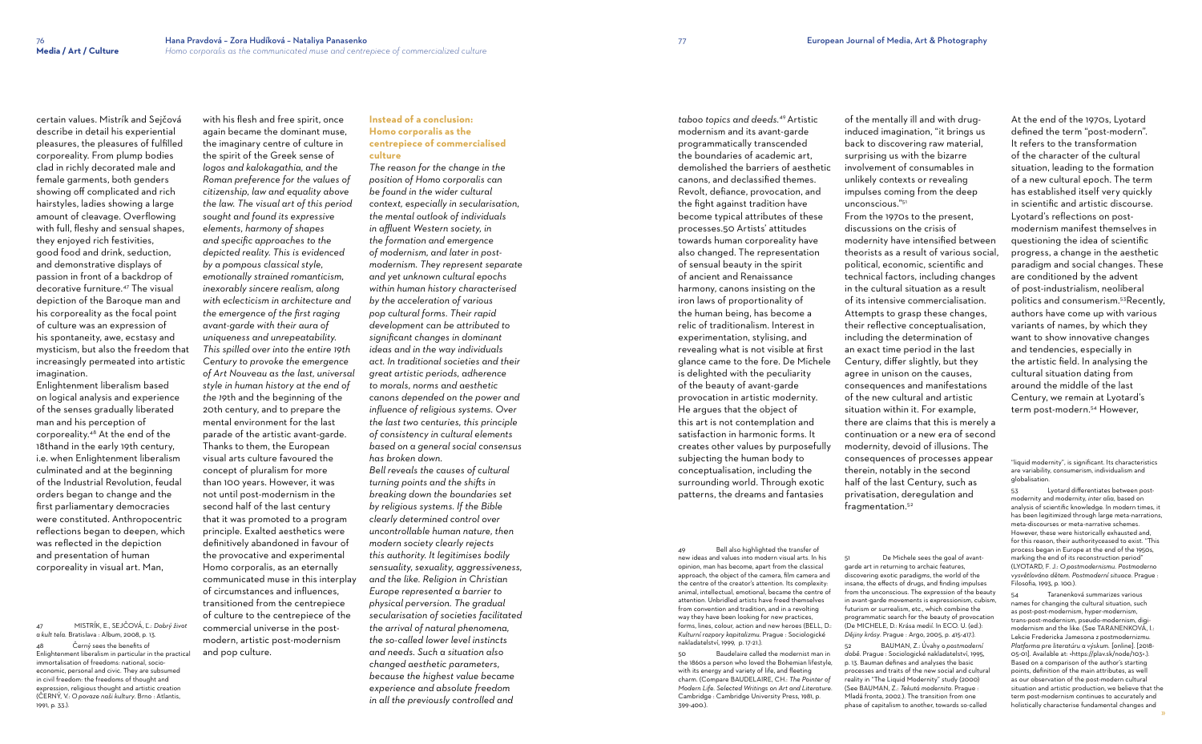certain values. Mistrík and Sejčová describe in detail his experiential pleasures, the pleasures of fulfilled corporeality. From plump bodies clad in richly decorated male and female garments, both genders showing off complicated and rich hairstyles, ladies showing a large amount of cleavage. Overflowing with full, fleshy and sensual shapes, they enjoyed rich festivities, good food and drink, seduction, and demonstrative displays of passion in front of a backdrop of decorative furniture.[47] The visual depiction of the Baroque man and his corporeality as the focal point of culture was an expression of his spontaneity, awe, ecstasy and mysticism, but also the freedom that increasingly permeated into artistic imagination.

Enlightenment liberalism based on logical analysis and experience of the senses gradually liberated man and his perception of corporeality.[48] At the end of the 18thand in the early 19th century, i.e. when Enlightenment liberalism culminated and at the beginning of the Industrial Revolution, feudal orders began to change and the first parliamentary democracies were constituted. Anthropocentric reflections began to deepen, which was reflected in the depiction and presentation of human corporeality in visual art. Man, with his flesh and free spirit, once again became the dominant muse, the imaginary centre of culture in the spirit of the Greek sense of *logos and kalokagathia, and the Roman preference for the values of citizenship, law and equality above the law. The visual art of this period sought and found its expressive elements, harmony of shapes and specific approaches to the depicted reality. This is evidenced by a pompous classical style, emotionally strained romanticism, inexorably sincere realism, along with eclecticism in architecture and the emergence of the first raging avant-garde with their aura of uniqueness and unrepeatability. This spilled over into the entire 19th Century to provoke the emergence of Art Nouveau as the last, universal style in human history at the end of the 19*th and the beginning of the 20th century, and to prepare the mental environment for the last parade of the artistic avant-garde. Thanks to them, the European visual arts culture favoured the concept of pluralism for more than 100 years. However, it was not until post-modernism in the second half of the last century that it was promoted to a program principle. Exalted aesthetics were definitively abandoned in favour of the provocative and experimental Homo corporalis, as an eternally communicated muse in this interplay of circumstances and influences, transitioned from the centrepiece of culture to the centrepiece of the commercial universe in the post-modern, artistic post-modernism and pop culture.

## Instead of a conclusion: Homo corporalis as the centrepiece of commercialised culture

*The reason for the change in the position of Homo corporalis can be found in the wider cultural context, especially in secularisation, the mental outlook of individuals in affluent Western society, in the formation and emergence of modernism, and later in post-modernism. They represent separate and yet unknown cultural epochs within human history characterised by the acceleration of various pop cultural forms. Their rapid development can be attributed to significant changes in dominant ideas and in the way individuals act. In traditional societies and their great artistic periods, adherence to morals, norms and aesthetic canons depended on the power and influence of religious systems. Over the last two centuries, this principle of consistency in cultural elements based on a general social consensus has broken down.*

*Bell reveals the causes of cultural turning points and the shifts in breaking down the boundaries set by religious systems. If the Bible clearly determined control over uncontrollable human nature, then modern society clearly rejects this authority. It legitimises bodily sensuality, sexuality, aggressiveness, and the like. Religion in Christian Europe represented a barrier to physical perversion. The gradual secularisation of societies facilitated the arrival of natural phenomena, the so-called lower level instincts and needs. Such a situation also changed aesthetic parameters, because the highest value became experience and absolute freedom in all the previously controlled and taboo topics and deeds.*[49] Artistic modernism and its avant-garde programmatically transcended the boundaries of academic art, demolished the barriers of aesthetic canons, and declassified themes. Revolt, defiance, provocation, and the fight against tradition have become typical attributes of these processes.[50] Artists' attitudes towards human corporeality have also changed. The representation of sensual beauty in the spirit of ancient and Renaissance harmony, canons insisting on the iron laws of proportionality of the human being, has become a relic of traditionalism. Interest in experimentation, stylising, and revealing what is not visible at first glance came to the fore. De Michele is delighted with the peculiarity of the beauty of avant-garde provocation in artistic modernity. He argues that the object of this art is not contemplation and satisfaction in harmonic forms. It creates other values by purposefully subjecting the human body to conceptualisation, including the surrounding world. Through exotic patterns, the dreams and fantasies of the mentally ill and with drug-induced imagination, "it brings us back to discovering raw material, surprising us with the bizarre involvement of consumables in unlikely contexts or revealing impulses coming from the deep unconscious."[51]

From the 1970s to the present, discussions on the crisis of modernity have intensified between theorists as a result of various social, political, economic, scientific and technical factors, including changes in the cultural situation as a result of its intensive commercialisation. Attempts to grasp these changes, their reflective conceptualisation, including the determination of an exact time period in the last Century, differ slightly, but they agree in unison on the causes, consequences and manifestations of the new cultural and artistic situation within it. For example, there are claims that this is merely a continuation or a new era of second modernity, devoid of illusions. The consequences of processes appear therein, notably in the second half of the last Century, such as privatisation, deregulation and fragmentation.[52]

At the end of the 1970s, Lyotard defined the term "post-modern". It refers to the transformation of the character of the cultural situation, leading to the formation of a new cultural epoch. The term has established itself very quickly in scientific and artistic discourse. Lyotard's reflections on post-modernism manifest themselves in questioning the idea of scientific progress, a change in the aesthetic paradigm and social changes. These are conditioned by the advent of post-industrialism, neoliberal politics and consumerism.[53]Recently, authors have come up with various variants of names, by which they want to show innovative changes and tendencies, especially in the artistic field. In analysing the cultural situation dating from around the middle of the last Century, we remain at Lyotard's term post-modern.[54] However,

---

47 MISTRÍK, E., SEJČOVÁ, Ľ.: *Dobrý život a kult tela*. Bratislava : Album, 2008, p. 13.

48 Černý sees the benefits of Enlightenment liberalism in particular in the practical immortalisation of freedoms: national, socio-economic, personal and civic. They are subsumed in civil freedom: the freedoms of thought and expression, religious thought and artistic creation (ČERNÝ, V.: *O povaze naší kultury*. Brno : Atlantis, 1991, p. 33.).

49 Bell also highlighted the transfer of new ideas and values into modern visual arts. In his opinion, man has become, apart from the classical approach, the object of the camera, film camera and the centre of the creator's attention. Its complexity: animal, intellectual, emotional, became the centre of attention. Unbridled artists have freed themselves from convention and tradition, and in a revolting way they have been looking for new practices, forms, lines, colour, action and new heroes (BELL, D.: *Kulturní rozpory kapitalizmu*. Prague : Sociologické nakladatelství, 1999, p. 17-21.).

50 Baudelaire called the modernist man in the 1860s a person who loved the Bohemian lifestyle, with its energy and variety of life, and fleeting charm. (Compare BAUDELAIRE, CH.: *The Pointer of Modern Life. Selected Writings on Art and Literature*. Cambridge : Cambridge University Press, 1981, p. 399-400.).

51 De Michele sees the goal of avant-garde art in returning to archaic features, discovering exotic paradigms, the world of the insane, the effects of drugs, and finding impulses from the unconscious. The expression of the beauty in avant-garde movements is expressionism, cubism, futurism or surrealism, etc., which combine the programmatic search for the beauty of provocation (De MICHELE, D.: Krása medií. In ECO. U. (ed.): *Dějiny krásy*. Prague : Argo, 2005, p. 415-417.).

52 BAUMAN, Z.: Úvahy *o postmoderní době*. Prague : Sociologické nakladatelství, 1995, p. 13. Bauman defines and analyses the basic processes and traits of the new social and cultural reality in "The Liquid Modernity" study (2000) (See BAUMAN, Z.: *Tekutá modernita*. Prague : Mladá fronta, 2002.). The transition from one phase of capitalism to another, towards so-called "liquid modernity", is significant. Its characteristics are variability, consumerism, individualism and globalisation.

53 Lyotard differentiates between post-modernity and modernity, *inter alia*, based on analysis of scientific knowledge. In modern times, it has been legitimized through large meta-narrations, meta-discourses or meta-narrative schemes. However, these were historically exhausted and, for this reason, their authorityceased to exist. "This process began in Europe at the end of the 1950s, marking the end of its reconstruction period" (LYOTARD, F. J.: *O postmodernismu. Postmoderno vysvětlováno dětem. Postmoderní situace*. Prague : Filosofia, 1993, p. 100.).

54 Taranenková summarizes various names for changing the cultural situation, such as post-post-modernism, hyper-modernism, trans-post-modernism, pseudo-modernism, digi-modernism and the like. (See TARANENKOVÁ, I.: Lekcie Fredericka Jamesona z postmodernizmu. *Platforma pre literatúru a výskum*. [online]. [2018-05-01]. Available at: <https://plav.sk/node/103>.). Based on a comparison of the author's starting points, definition of the main attributes, as well as our observation of the post-modern cultural situation and artistic production, we believe that the term post-modernism continues to accurately and holistically characterise fundamental changes and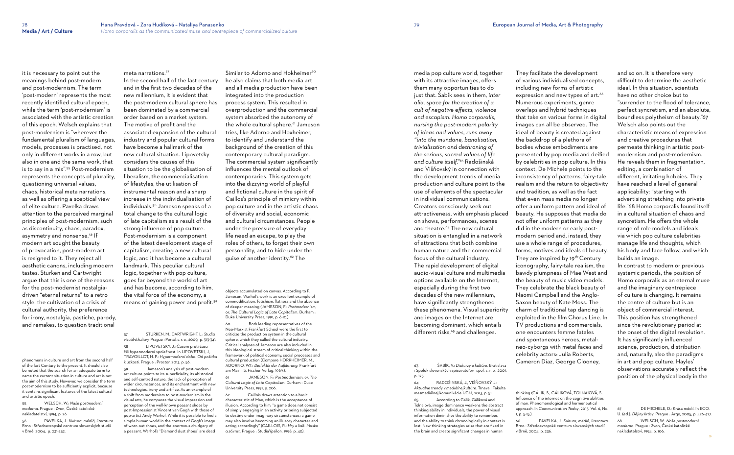it is necessary to point out the meanings behind post-modern and post-modernism. The term 'post-modern' represents the most recently identified cultural epoch, while the term 'post-modernism' is associated with the artistic creation of this epoch. Welsch explains that post-modernism is "wherever the fundamental pluralism of languages, models, processes is practised, not only in different works in a row, but also in one and the same work, that is to say in a mix".[55] Post-modernism represents the concepts of plurality, questioning universal values, chaos, historical meta narrations, as well as offering a sceptical view of elite culture. Pavelka draws attention to the perceived marginal principles of post-modernism, such as discontinuity, chaos, paradox, asymmetry and nonsense.[56] If modern art sought the beauty of provocation, post-modern art is resigned to it. They reject all aesthetic canons, including modern tastes. Sturken and Cartwright argue that this is one of the reasons for the post-modernist nostalgia-driven "eternal returns" to a retro style, the cultivation of a crisis of cultural authority, the preference for irony, nostalgia, pastiche, parody, and remakes, to question traditional meta narrations.[57]

In the second half of the last century and in the first two decades of the new millennium, it is evident that the post-modern cultural sphere has been dominated by a commercial order based on a market system. The motive of profit and the associated expansion of the cultural industry and popular cultural forms have become a hallmark of the new cultural situation. Lipovetsky considers the causes of this situation to be the globalisation of liberalism, the commercialisation of lifestyles, the utilisation of instrumental reason and a sharp increase in the individualisation of individuals.[58] Jameson speaks of a total change to the cultural logic of late capitalism as a result of the strong influence of pop culture. Post-modernism is a component of the latest development stage of capitalism, creating a new cultural logic, and it has become a cultural landmark. This peculiar cultural logic, together with pop culture, goes far beyond the world of art and has become, according to him, the vital force of the economy, a means of gaining power and profit.[59]

Similar to Adorno and Hokheimer[60] he also claims that both media art and all media production have been integrated into the production process system. This resulted in overproduction and the commercial system absorbed the autonomy of the whole cultural sphere.[61] Jameson tries, like Adorno and Hoxheimer, to identify and understand the background of the creation of this contemporary cultural paradigm. The commercial system significantly influences the mental outlook of contemporaries. This system gets into the dizzying world of playful and fictional culture in the spirit of Caillos's principle of mimicry within pop culture and in the artistic chaos of diversity and social, economic and cultural circumstances. People under the pressure of everyday life need an escape, to play the roles of others, to forget their own personality, and to hide under the guise of another identity.[62] The media pop culture world, together with its attractive images, offers them many opportunities to do just that. Šabík sees in them, *inter alia, space for the creation of a cult of negative effects, violence and escapism. Homo corporalis, nursing the post-modern polarity of ideas and values, runs away "into the mundane, banalisation, trivialisation and dethroning of the serious, sacred values of life and culture itself."*[63] Radošinská and Višňovský in connection with the development trends of media production and culture point to the use of elements of the spectacular in individual communications. Creators consciously seek out attractiveness, with emphasis placed on shows, performances, scenes and theatre.[64] The new cultural situation is entangled in a network of attractions that both combine human nature and the commercial focus of the cultural industry. The rapid development of digital audio-visual culture and multimedia options available on the Internet, especially during the first two decades of the new millennium, have significantly strengthened these phenomena. Visual superiority and images on the Internet are becoming dominant, which entails different risks,[65] and challenges.

They facilitate the development of various individualised concepts, including new forms of artistic expression and new types of art.[66] Numerous experiments, genre overlaps and hybrid techniques that take on various forms in digital images can all be observed. The ideal of beauty is created against the backdrop of a plethora of bodies whose embodiments are presented by pop media and deified by celebrities in pop culture. In this context, De Michele points to the inconsistency of patterns, fairy-tale realism and the return to objectivity and tradition, as well as the fact that even mass media no longer offer a uniform pattern and ideal of beauty. He supposes that media do not offer uniform patterns as they did in the modern or early post-modern period and, instead, they use a whole range of procedures, forms, motives and ideals of beauty. They are inspired by 19[th] Century iconography, fairy-tale realism, the bawdy plumpness of Mae West and the beauty of music video models. They celebrate the black beauty of Naomi Campbell and the Anglo-Saxon beauty of Kate Moss. The charm of traditional tap dancing is exploited in the film Chorus Line. In TV productions and commercials, one encounters femme fatales and spontaneous heroes, metal-neo-cyborgs with metal faces and celebrity actors: Julia Roberts, Cameron Diaz, George Clooney, and so on. It is therefore very difficult to determine the aesthetic ideal. In this situation, scientists have no other choice but to "surrender to the flood of tolerance, perfect syncretism, and an absolute, boundless polytheism of beauty."[67] Welsch also points out the characteristic means of expression and creative procedures that permeate thinking in artistic post-modernism and post-modernism. He reveals them in fragmentation, editing, a combination of different, irritating hobbies. They have reached a level of general applicability: "starting with advertising stretching into private life."[68] Homo corporalis found itself in a cultural situation of chaos and syncretism. He offers the whole range of role models and ideals via which pop culture celebrities manage life and thoughts, which his body and face follow, and which builds an image.

In contrast to modern or previous systemic periods, the position of Homo corporalis as an eternal muse and the imaginary centrepiece of culture is changing. It remains the centre of culture but is an object of commercial interest. This position has strengthened since the revolutionary period at the onset of the digital revolution. It has significantly influenced science, production, distribution and, naturally, also the paradigms in art and pop culture. Hayles' observations accurately reflect the position of the physical body in the

---

phenomena in culture and art from the second half of the last Century to the present. It should also be noted that the search for an adequate term to name the current situation in culture and art is not the aim of this study. However, we consider the term post-modernism to be sufficiently explicit, because it contains significant features of the latest cultural and artistic epoch.

55 WELSCH, W.: *Naše postmoderní moderna*. Prague : Zvon, České katolické nakladatelství, 1994, p. 26.

56 PAVELKA, J.: *Kultura, média, literatura*. Brno : Středoevropské centrum slovanských studií v Brně, 2004, p. 231-232.

57 STURKEN, M., CARTWRIGHT, L.: *Studia vizuální kultury*. Prague : Portál, s. r. o., 2009, p. 313-341.

58 LIPOVETSKY, J.: Časem proti času čili hypermoderní společnost. In LIPOVETSKI, J., TRAVOILLOT, H. P.: *Hypermoderní doba. Od požitku k úzkosti*. Prague : Prostor, 2013, p. 56.

59 Jameson's analysis of post-modern art culture points to its superficiality, its ahistorical and self-centred nature, the lack of perception of wider circumstances, and its enchantment with new technologies, irony and artifice. As an example of a shift from modernism to post-modernism in the visual arts, he compares the visual impression and perception of the well-known peasant shoes by post-Impressionist Vincent van Gogh with those of pop-artist Andy Warhol. While it is possible to find a simple human world in the context of Gogh's image of worn-out shoes, and the enormous drudgery of a peasant, Warhol's "Diamond dust shoes" are dead objects accumulated on canvas. According to F. Jameson, Warhol's work is an excellent example of commodification, fetishism, flatness and the absence of deeper meaning (JAMESON, F.: *Postmodernism, or, The Cultural Logic of Late Capitalism*. Durham : Duke University Press, 1991, p. 6-10.).

60 Both leading representatives of the Neo-Marxist Frankfurt School were the first to criticize the production system in the cultural sphere, which they called the cultural industry. Critical analyses of Jameson are also included in this ideological stream of critical thinking within the framework of political economy, social processes and cultural production (Compare HORKHEIMER, M., ADORNO, W.T.: *Dialektik der Aufklärung*. Frankfurt am Main : S. Fischer Verlag, 1969.).

61 JAMESON, F.: *Postmodernism, or, The Cultural Logic of Late Capitalism*. Durham : Duke University Press, 1991, p. 206.

62 Caillois draws attention to a basic characteristic of Man, which is the acceptance of illusion. According to him, "a game does not consist of simply engaging in an activity or being subjected to destiny under imaginary circumstances; a game may also involve becoming an illusory character and acting accordingly" (CAILLOIS, R.: *Hry a lidé. Maska a závrať*. Prague : StudiaYpsilon, 1998, p. 40).

63 ŠABÍK, V.: *Diskurzy o kultúre*. Bratislava : Spolok slovenských spisovateľov, spol. s. r. o., 2001, p. 125.

64 RADOŠINSKÁ, J., VIŠŇOVSKÝ, J.: *Aktuálne trendy v mediálnejkultúre*. Trnava : Fakulta masmediálnej komunikácie UCM, 2013, p. 51.

65 According to Gálik, Gáliková and Tolnaiová, image dominance weakens the abstract thinking ability in individuals, the power of visual information diminishes the ability to remember, and the ability to think chronologically in context is lost. New thinking strategies arise that are fixed in the brain and create significant changes in human thinking (GÁLIK, S., GÁLIKOVÁ, TOLNAIOVÁ, S.: Influence of the internet on the cognitive abilities of man. Phenomenological and hermeneutical approach. In *Communication Today*, 2015, Vol. 6, No. 1, p. 5-15.).

66 PAVELKA, J.: *Kultura, média, literatura*. Brno : Středoevropské centrum slovanských studií v Brně, 2004, p. 236.

67 DE MICHELE, D.: Krása médií. In ECO. U. (ed.): *Dějiny krásy*. Prague : Argo, 2005, p. 426-427.

68 WELSCH, W.: *Naše postmoderní moderna*. Prague : Zvon, České katolické nakladatelství, 1994, p. 106.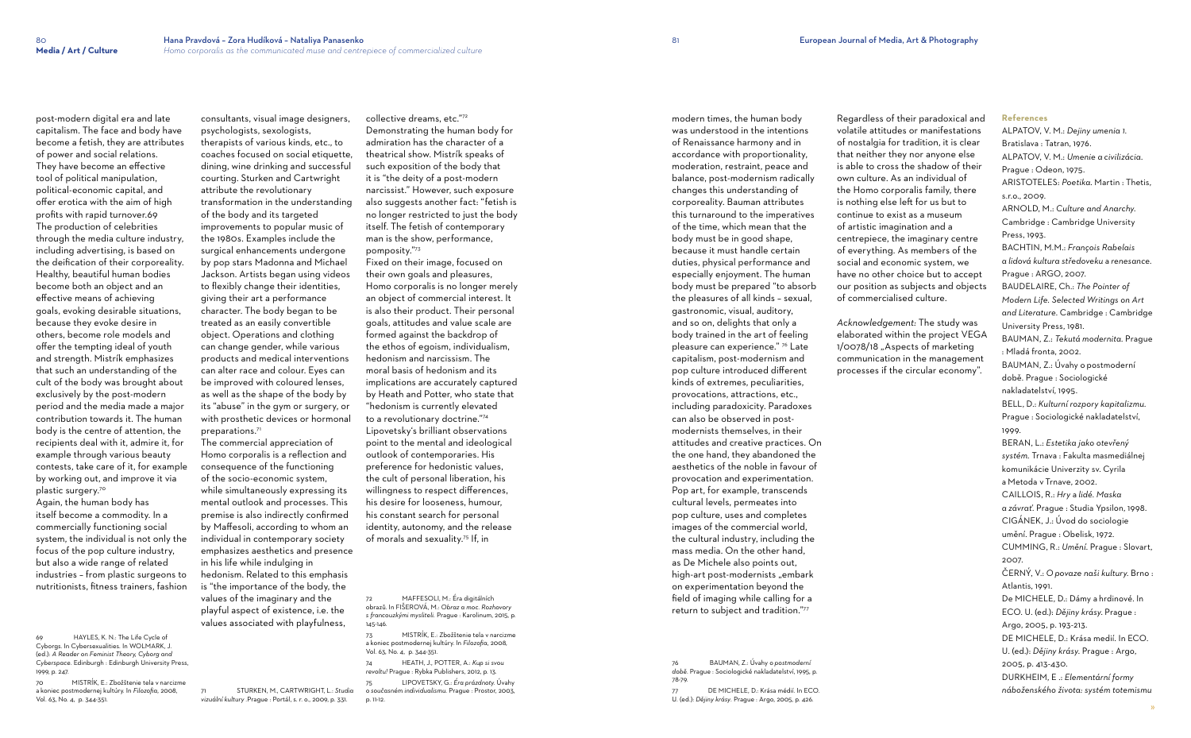post-modern digital era and late capitalism. The face and body have become a fetish, they are attributes of power and social relations. They have become an effective tool of political manipulation, political-economic capital, and offer erotica with the aim of high profits with rapid turnover.[69] The production of celebrities through the media culture industry, including advertising, is based on the deification of their corporeality. Healthy, beautiful human bodies become both an object and an effective means of achieving goals, evoking desirable situations, because they evoke desire in others, become role models and offer the tempting ideal of youth and strength. Mistrík emphasizes that such an understanding of the cult of the body was brought about exclusively by the post-modern period and the media made a major contribution towards it. The human body is the centre of attention, the recipients deal with it, admire it, for example through various beauty contests, take care of it, for example by working out, and improve it via plastic surgery.[70]

Again, the human body has itself become a commodity. In a commercially functioning social system, the individual is not only the focus of the pop culture industry, but also a wide range of related industries – from plastic surgeons to nutritionists, fitness trainers, fashion consultants, visual image designers, psychologists, sexologists, therapists of various kinds, etc., to coaches focused on social etiquette, dining, wine drinking and successful courting. Sturken and Cartwright attribute the revolutionary transformation in the understanding of the body and its targeted improvements to popular music of the 1980s. Examples include the surgical enhancements undergone by pop stars Madonna and Michael Jackson. Artists began using videos to flexibly change their identities, giving their art a performance character. The body began to be treated as an easily convertible object. Operations and clothing can change gender, while various products and medical interventions can alter race and colour. Eyes can be improved with coloured lenses, as well as the shape of the body by its "abuse" in the gym or surgery, or with prosthetic devices or hormonal preparations.[71]

The commercial appreciation of Homo corporalis is a reflection and consequence of the functioning of the socio-economic system, while simultaneously expressing its mental outlook and processes. This premise is also indirectly confirmed by Maffesoli, according to whom an individual in contemporary society emphasizes aesthetics and presence in his life while indulging in hedonism. Related to this emphasis is "the importance of the body, the values of the imaginary and the playful aspect of existence, i.e. the values associated with playfulness, collective dreams, etc."[72] Demonstrating the human body for admiration has the character of a theatrical show. Mistrík speaks of such exposition of the body that it is "the deity of a post-modern narcissist." However, such exposure also suggests another fact: "fetish is no longer restricted to just the body itself. The fetish of contemporary man is the show, performance, pomposity."[73]

Fixed on their image, focused on their own goals and pleasures, Homo corporalis is no longer merely an object of commercial interest. It is also their product. Their personal goals, attitudes and value scale are formed against the backdrop of the ethos of egoism, individualism, hedonism and narcissism. The moral basis of hedonism and its implications are accurately captured by Heath and Potter, who state that "hedonism is currently elevated to a revolutionary doctrine."[74] Lipovetsky's brilliant observations point to the mental and ideological outlook of contemporaries. His preference for hedonistic values, the cult of personal liberation, his willingness to respect differences, his desire for looseness, humour, his constant search for personal identity, autonomy, and the release of morals and sexuality.[75] If, in modern times, the human body was understood in the intentions of Renaissance harmony and in accordance with proportionality, moderation, restraint, peace and balance, post-modernism radically changes this understanding of corporeality. Bauman attributes this turnaround to the imperatives of the time, which mean that the body must be in good shape, because it must handle certain duties, physical performance and especially enjoyment. The human body must be prepared "to absorb the pleasures of all kinds – sexual, gastronomic, visual, auditory, and so on, delights that only a body trained in the art of feeling pleasure can experience." [76] Late capitalism, post-modernism and pop culture introduced different kinds of extremes, peculiarities, provocations, attractions, etc., including paradoxicity. Paradoxes can also be observed in post-modernists themselves, in their attitudes and creative practices. On the one hand, they abandoned the aesthetics of the noble in favour of provocation and experimentation. Pop art, for example, transcends cultural levels, permeates into pop culture, uses and completes images of the commercial world, the cultural industry, including the mass media. On the other hand, as De Michele also points out, high-art post-modernists „embark on experimentation beyond the field of imaging while calling for a return to subject and tradition."[77]

Regardless of their paradoxical and volatile attitudes or manifestations of nostalgia for tradition, it is clear that neither they nor anyone else is able to cross the shadow of their own culture. As an individual of the Homo corporalis family, there is nothing else left for us but to continue to exist as a museum of artistic imagination and a centrepiece, the imaginary centre of everything. As members of the social and economic system, we have no other choice but to accept our position as subjects and objects of commercialised culture.

*Acknowledgement:* The study was elaborated within the project VEGA 1/0078/18 „Aspects of marketing communication in the management processes if the circular economy".

69 HAYLES, K. N.: The Life Cycle of Cyborgs. In Cybersexualities. In WOLMARK, J. (ed.): *A Reader on Feminist Theory, Cyborg and Cyberspace*. Edinburgh : Edinburgh University Press, 1999, p. 247.

70 MISTRÍK, E.: Zbožštenie tela v narcizme a koniec postmodernej kultúry. In *Filozofia*, 2008, Vol. 63, No. 4, p. 344-351.

71 STURKEN, M., CARTWRIGHT, L.: *Studia vizuální kultury*. Prague : Portál, s. r. o., 2009, p. 331.

72 MAFFESOLI, M.: Éra digitálních obrazů. In FIŠEROVÁ, M.: *Obraz a moc. Rozhovory s francouzkými mysliteli*. Prague : Karolinum, 2015, p. 145-146.

73 MISTRÍK, E.: Zbožštenie tela v narcizme a koniec postmodernej kultúry. In *Filozofia*, 2008, Vol. 63, No. 4, p. 344-351.

74 HEATH, J., POTTER, A.: *Kup si svou revoltu!* Prague : Rybka Publishers, 2012, p. 13.

75 LIPOVETSKY, G.: *Éra prázdnoty. Úvahy o současném individualismu*. Prague : Prostor, 2003, p. 11-12.

76 BAUMAN, Z.: *Úvahy o postmoderní době*. Prague : Sociologické nakladatelství, 1995, p. 78-79.

77 DE MICHELE, D.: Krása médií. In ECO. U. (ed.): *Dějiny krásy*. Prague : Argo, 2005, p. 426.

## References

ALPATOV, V. M.: *Dejiny umenia 1*. Bratislava : Tatran, 1976.

ALPATOV, V. M.: *Umenie a civilizácia*. Prague : Odeon, 1975.

ARISTOTELES: *Poetika*. Martin : Thetis, s.r.o., 2009.

ARNOLD, M.: *Culture and Anarchy*. Cambridge : Cambridge University Press, 1993.

BACHTIN, M.M.: *François Rabelais a lidová kultura středoveku a renesance*. Prague : ARGO, 2007.

BAUDELAIRE, Ch.: *The Pointer of Modern Life. Selected Writings on Art and Literature*. Cambridge : Cambridge University Press, 1981.

BAUMAN, Z.: *Tekutá modernita*. Prague : Mladá fronta, 2002.

BAUMAN, Z.: *Úvahy o postmoderní době*. Prague : Sociologické nakladatelství, 1995.

BELL, D.: *Kulturní rozpory kapitalizmu*. Prague : Sociologické nakladatelství, 1999.

BERAN, L.: *Estetika jako otevřený systém*. Trnava : Fakulta masmediálnej komunikácie Univerzity sv. Cyrila a Metoda v Trnave, 2002.

CAILLOIS, R.: *Hry a lidé. Maska a závrať*. Prague : Studia Ypsilon, 1998.

CIGÁNEK, J.: *Úvod do sociologie umění*. Prague : Obelisk, 1972.

CUMMING, R.: *Umění*. Prague : Slovart, 2007.

ČERNÝ, V.: *O povaze naši kultury*. Brno : Atlantis, 1991.

De MICHELE, D.: Dámy a hrdinové. In ECO. U. (ed.): *Dějiny krásy*. Prague : Argo, 2005, p. 193-213.

DE MICHELE, D.: Krása medií. In ECO. U. (ed.): *Dějiny krásy*. Prague : Argo, 2005, p. 413-430.

DURKHEIM, E .: *Elementární formy náboženského života: systém totemismu*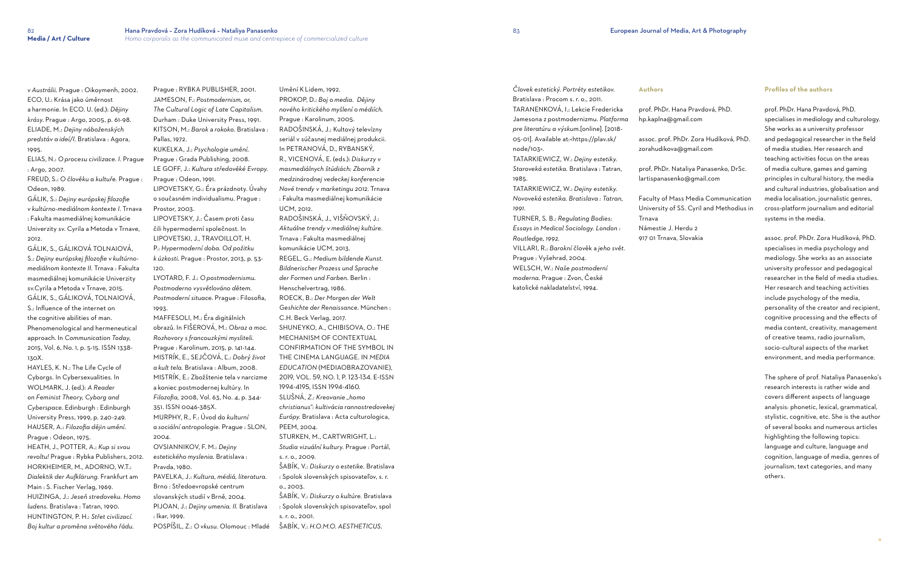*v Austrálii*. Prague : Oikoymenh, 2002.

ECO, U.: Krása jako úměrnost a harmonie. In ECO. U. (ed.): *Dějiny krásy*. Prague : Argo, 2005, p. 61-98.

ELIADE, M.: *Dejiny náboženských predstáv a ideí/I*. Bratislava : Agora, 1995.

ELIAS, N.: *O procesu civilizace. I*. Prague : Argo, 2007.

FREUD, S.: *O člověku a kultuře*. Prague : Odeon, 1989.

GÁLIK, S.: *Dejiny európskej filozofie v kultúrno-mediálnom kontexte I*. Trnava : Fakulta masmediálnej komunikácie Univerzity sv. Cyrila a Metoda v Trnave, 2012.

GÁLIK, S., GÁLIKOVÁ TOLNAIOVÁ, S.: *Dejiny európskej filozofie v kultúrno-mediálnom kontexte II*. Trnava : Fakulta masmediálnej komunikácie Univerzity sv.Cyrila a Metoda v Trnave, 2015.

GÁLIK, S., GÁLIKOVÁ, TOLNAIOVÁ, S.: Influence of the internet on the cognitive abilities of man. Phenomenological and hermeneutical approach. In *Communication Today*, 2015, Vol. 6, No. 1, p. 5-15. ISSN 1338-130X.

HAYLES, K. N.: The Life Cycle of Cyborgs. In Cybersexualities. In WOLMARK, J. (ed.): *A Reader on Feminist Theory, Cyborg and Cyberspace*. Edinburgh : Edinburgh University Press, 1999, p. 240-249.

HAUSER, A.: *Filozofia dějin umění*. Prague : Odeon, 1975.

HEATH, J., POTTER, A.: *Kup si svou revoltu!* Prague : Rybka Publishers, 2012.

HORKHEIMER, M., ADORNO, W.T.: *Dialektik der Aufklärung*. Frankfurt am Main : S. Fischer Verlag, 1969.

HUIZINGA, J.: *Jeseň stredoveku. Homo ludens*. Bratislava : Tatran, 1990.

HUNTINGTON, P. H.: *Střet civilizací. Boj kultur a proměna světového řádu*. Prague : RYBKA PUBLISHER, 2001.

JAMESON, F.: *Postmodernism, or, The Cultural Logic of Late Capitalism*. Durham : Duke University Press, 1991.

KITSON, M.: *Barok a rokoko*. Bratislava : Pallas, 1972.

KUKELKA, J.: *Psychologie umění*. Prague : Grada Publishing, 2008.

LE GOFF, J.: *Kultura středověké Evropy*. Prague : Odeon, 1991.

LIPOVETSKY, G.: Éra prázdnoty. Úvahy o současném individualismu. Prague : Prostor, 2003.

LIPOVETSKY, J.: Časem proti času čili hypermoderní společnost. In LIPOVETSKI, J., TRAVOILLOT, H. P.: *Hypermoderní doba. Od požitku k úzkosti*. Prague : Prostor, 2013, p. 53-120.

LYOTARD, F. J.: *O postmodernismu. Postmoderno vysvětlováno dětem. Postmoderní situace*. Prague : Filosofia, 1993.

MAFFESOLI, M.: Éra digitálních obrazů. In FIŠEROVÁ, M.: *Obraz a moc. Rozhovory s francouzkými mysliteli*. Prague : Karolinum, 2015, p. 141-144.

MISTRÍK, E., SEJČOVÁ, Ľ.: *Dobrý život a kult tela*. Bratislava : Album, 2008.

MISTRÍK, E.: Zbožštenie tela v narcizme a koniec postmodernej kultúry. In *Filozofia*, 2008, Vol. 63, No. 4, p. 344-351. ISSN 0046-385X.

MURPHY, R., F.: *Úvod do kulturní a sociální antropologie*. Prague : SLON, 2004.

OVSIANNIKOV, F. M.: *Dejiny estetického myslenia*. Bratislava : Pravda, 1980.

PAVELKA, J.: *Kultura, médiá, literatura*. Brno : Středoevropské centrum slovanských studií v Brně, 2004.

PIJOAN, J.: *Dejiny umenia. II*. Bratislava : Ikar, 1999.

POSPÍŠIL, Z.: *O vkusu*. Olomouc : Mladé Umění K Lidem, 1992.

PROKOP, D.: *Boj o media. Dějiny nového kritického myšlení o médiích*. Prague : Karolinum, 2005.

RADOŠINSKÁ, J.: Kultový televízny seriál v súčasnej mediálnej produkcii. In PETRANOVÁ, D., RYBANSKÝ, R., VICENOVÁ, E. (eds.): *Diskurzy v masmediálnych štúdiách: Zborník z medzinárodnej vedeckej konferencie Nové trendy v marketingu 2012*. Trnava : Fakulta masmediálnej komunikácie UCM, 2012.

RADOŠINSKÁ, J., VIŠŇOVSKÝ, J.: *Aktuálne trendy v mediálnej kultúre*. Trnava : Fakulta masmediálnej komunikácie UCM, 2013.

REGEL, G.: *Medium bildende Kunst. Bildnerischer Prozess und Sprache der Formen und Farben*. Berlin : Henschelvertrag, 1986.

ROECK, B.: *Der Morgen der Welt Geshichte der Renaissance*. München : C.H. Beck Verlag, 2017.

SHUNEYKO, A., CHIBISOVA, O.: THE MECHANISM OF CONTEXTUAL CONFIRMATION OF THE SYMBOL IN THE CINEMA LANGUAGE. IN *MEDIA EDUCATION* (MEDIAOBRAZOVANIE), 2019, VOL. 59, NO. 1, P. 123-134. E-ISSN 1994-4195, ISSN 1994-4160.

SLUŠNÁ, Z.: *Kreovanie „homo christianus": kultivácia rannostredovekej Európy*. Bratislava : Acta culturologica, PEEM, 2004.

STURKEN, M., CARTWRIGHT, L.: *Studia vizuální kultury*. Prague : Portál, s. r. o., 2009.

ŠABÍK, V.: *Diskurzy o estetike*. Bratislava : Spolok slovenských spisovateľov, s. r. o., 2003.

ŠABÍK, V.: *Diskurzy o kultúre*. Bratislava : Spolok slovenských spisovateľov, spol s. r. o., 2001.

ŠABÍK, V.: *H.O.M.O. AESTHETICUS. Človek estetický. Portréty estetikov*. Bratislava : Procom s. r. o., 2011.

TARANENKOVÁ, I.: Lekcie Fredericka Jamesona z postmodernizmu. *Platforma pre literatúru a výskum*.[online]. [2018-05-01]. Available at:<https://plav.sk/node/103>.

TATARKIEWICZ, W.: *Dejiny estetiky. Staroveká estetika*. Bratislava : Tatran, 1985.

TATARKIEWICZ, W.: *Dejiny estetiky. Novoveká estetika. Bratislava : Tatran, 1991*.

TURNER, S. B.: *Regulating Bodies: Essays in Medical Sociology. London : Routledge, 1992*.

VILLARI, R.: *Barokní člověk a jeho svět*. Prague : Vyšehrad, 2004.

WELSCH, W.: *Naše postmoderní moderna*. Prague : Zvon, České katolické nakladatelství, 1994.

## Authors

prof. PhDr. Hana Pravdová, PhD.
hp.kaplna@gmail.com

assoc. prof. PhDr. Zora Hudíková, PhD.
zorahudikova@gmail.com

prof. PhDr. Nataliya Panasenko, DrSc.
lartispanasenko@gmail.com

Faculty of Mass Media Communication
University of SS. Cyril and Methodius in Trnava
Námestie J. Herdu 2
917 01 Trnava, Slovakia

## Profiles of the authors

prof. PhDr. Hana Pravdová, PhD. specialises in mediology and culturology. She works as a university professor and pedagogical researcher in the field of media studies. Her research and teaching activities focus on the areas of media culture, games and gaming principles in cultural history, the media and cultural industries, globalisation and media localisation, journalistic genres, cross-platform journalism and editorial systems in the media.

assoc. prof. PhDr. Zora Hudíková, PhD. specialises in media psychology and mediology. She works as an associate university professor and pedagogical researcher in the field of media studies. Her research and teaching activities include psychology of the media, personality of the creator and recipient, cognitive processing and the effects of media content, creativity, management of creative teams, radio journalism, socio-cultural aspects of the market environment, and media performance.

The sphere of prof. Nataliya Panasenko's research interests is rather wide and covers different aspects of language analysis: phonetic, lexical, grammatical, stylistic, cognitive, etc. She is the author of several books and numerous articles highlighting the following topics: language and culture, language and cognition, language of media, genres of journalism, text categories, and many others.